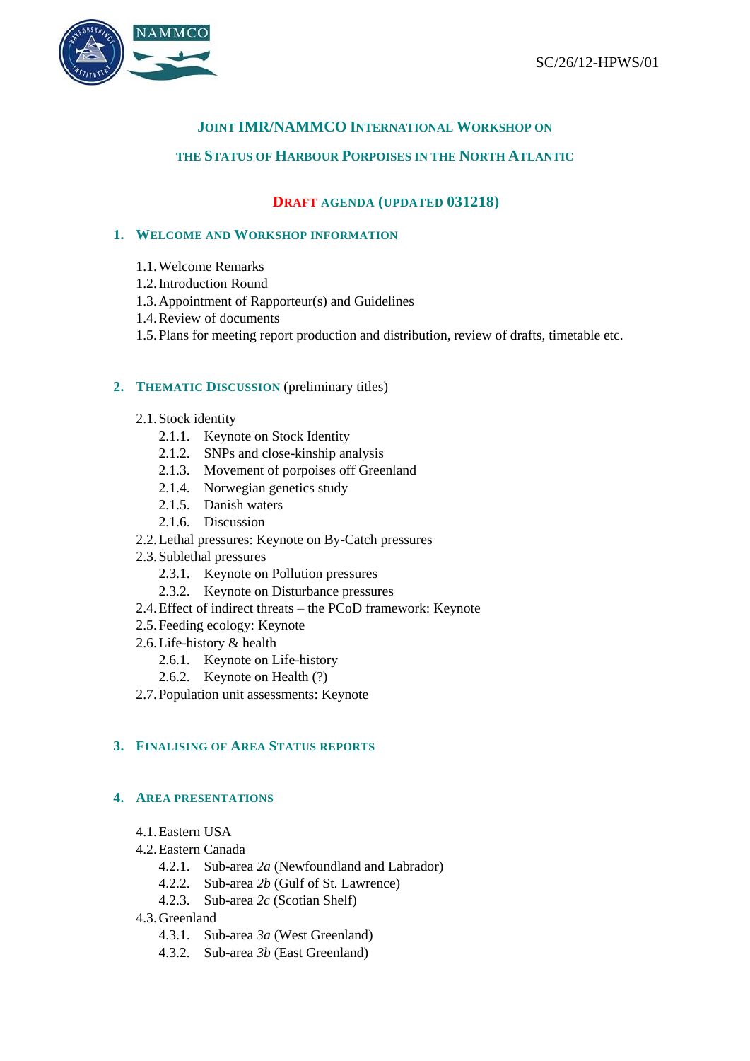SC/26/12-HPWS/01

# JOINT IMR/NAMMCO INTERNATIONAL WORKSHOP ON THE STATUS OF HARBOUR PORPOISES IN THE NORTH ATLANTIC

## DRAFT AGENDA (UPDATED 031218)

### 1. WELCOME AND WORKSHOP INFORMATION

- 1.1. Welcome Remarks
- 1.2. Introduction Round
- 1.3. Appointment of Rapporteur(s) and Guidelines
- 1.4. Review of documents
- 1.5. Plans for meeting report production and distribution, review of drafts, timetable etc.

### 2. THEMATIC DISCUSSION (preliminary titles)

- 2.1. Stock identity
  - 2.1.1. Keynote on Stock Identity
  - 2.1.2. SNPs and close-kinship analysis
  - 2.1.3. Movement of porpoises off Greenland
  - 2.1.4. Norwegian genetics study
  - 2.1.5. Danish waters
  - 2.1.6. Discussion
- 2.2. Lethal pressures: Keynote on By-Catch pressures
- 2.3. Sublethal pressures
  - 2.3.1. Keynote on Pollution pressures
  - 2.3.2. Keynote on Disturbance pressures
- 2.4. Effect of indirect threats – the PCoD framework: Keynote
- 2.5. Feeding ecology: Keynote
- 2.6. Life-history & health
  - 2.6.1. Keynote on Life-history
  - 2.6.2. Keynote on Health (?)
- 2.7. Population unit assessments: Keynote

### 3. FINALISING OF AREA STATUS REPORTS

### 4. AREA PRESENTATIONS

- 4.1. Eastern USA
- 4.2. Eastern Canada
  - 4.2.1. Sub-area *2a* (Newfoundland and Labrador)
  - 4.2.2. Sub-area *2b* (Gulf of St. Lawrence)
  - 4.2.3. Sub-area *2c* (Scotian Shelf)
- 4.3. Greenland
  - 4.3.1. Sub-area *3a* (West Greenland)
  - 4.3.2. Sub-area *3b* (East Greenland)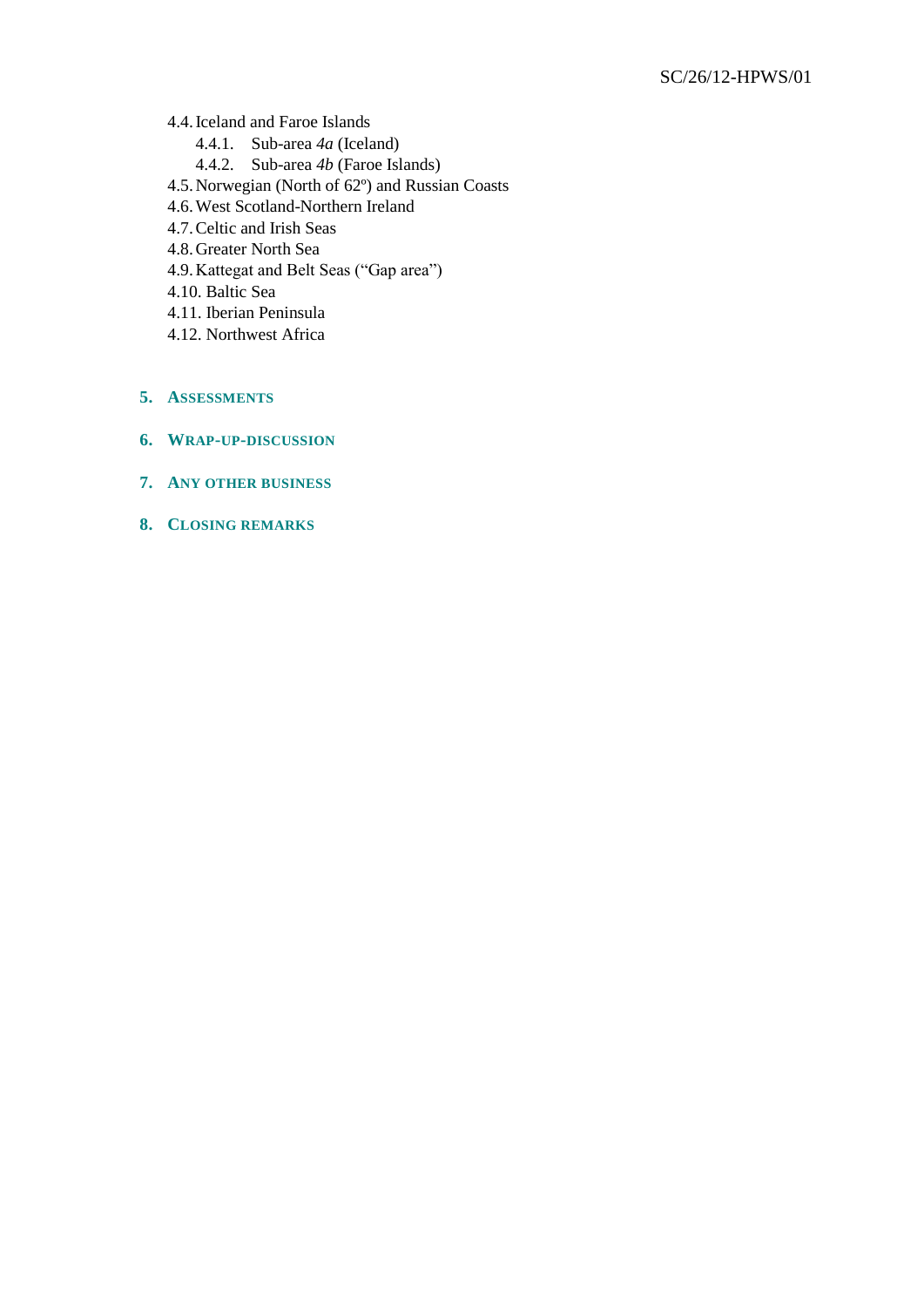- 4.4. Iceland and Faroe Islands
    - 4.4.1. Sub-area *4a* (Iceland)
    - 4.4.2. Sub-area *4b* (Faroe Islands)
- 4.5. Norwegian (North of 62º) and Russian Coasts
- 4.6. West Scotland-Northern Ireland
- 4.7. Celtic and Irish Seas
- 4.8. Greater North Sea
- 4.9. Kattegat and Belt Seas (“Gap area”)
- 4.10. Baltic Sea
- 4.11. Iberian Peninsula
- 4.12. Northwest Africa

## 5. Assessments

## 6. Wrap-up-discussion

## 7. Any other business

## 8. Closing remarks